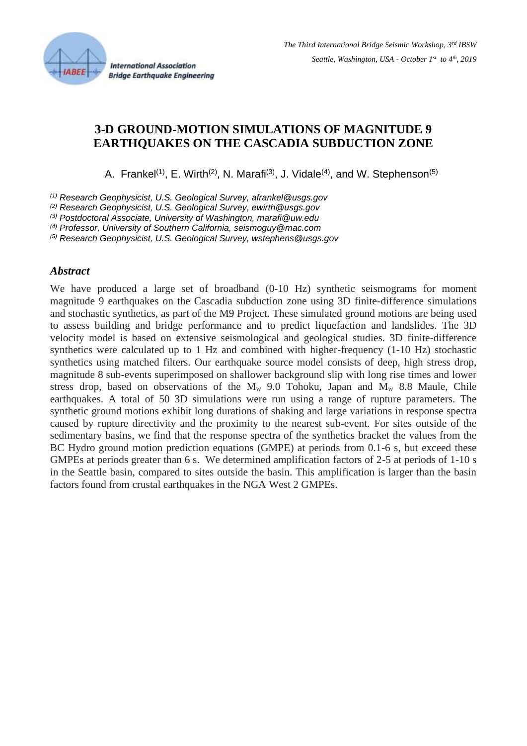# 3-D GROUND-MOTION SIMULATIONS OF MAGNITUDE 9 EARTHQUAKES ON THE CASCADIA SUBDUCTION ZONE

A. Frankel[1], E. Wirth[2], N. Marafi[3], J. Vidale[4], and W. Stephenson[5]

[1] *Research Geophysicist, U.S. Geological Survey, afrankel@usgs.gov*
[2] *Research Geophysicist, U.S. Geological Survey, ewirth@usgs.gov*
[3] *Postdoctoral Associate, University of Washington, marafi@uw.edu*
[4] *Professor, University of Southern California, seismoguy@mac.com*
[5] *Research Geophysicist, U.S. Geological Survey, wstephens@usgs.gov*

## *Abstract*

We have produced a large set of broadband (0-10 Hz) synthetic seismograms for moment magnitude 9 earthquakes on the Cascadia subduction zone using 3D finite-difference simulations and stochastic synthetics, as part of the M9 Project. These simulated ground motions are being used to assess building and bridge performance and to predict liquefaction and landslides. The 3D velocity model is based on extensive seismological and geological studies. 3D finite-difference synthetics were calculated up to 1 Hz and combined with higher-frequency (1-10 Hz) stochastic synthetics using matched filters. Our earthquake source model consists of deep, high stress drop, magnitude 8 sub-events superimposed on shallower background slip with long rise times and lower stress drop, based on observations of the $M_w$ 9.0 Tohoku, Japan and $M_w$ 8.8 Maule, Chile earthquakes. A total of 50 3D simulations were run using a range of rupture parameters. The synthetic ground motions exhibit long durations of shaking and large variations in response spectra caused by rupture directivity and the proximity to the nearest sub-event. For sites outside of the sedimentary basins, we find that the response spectra of the synthetics bracket the values from the BC Hydro ground motion prediction equations (GMPE) at periods from 0.1-6 s, but exceed these GMPEs at periods greater than 6 s. We determined amplification factors of 2-5 at periods of 1-10 s in the Seattle basin, compared to sites outside the basin. This amplification is larger than the basin factors found from crustal earthquakes in the NGA West 2 GMPEs.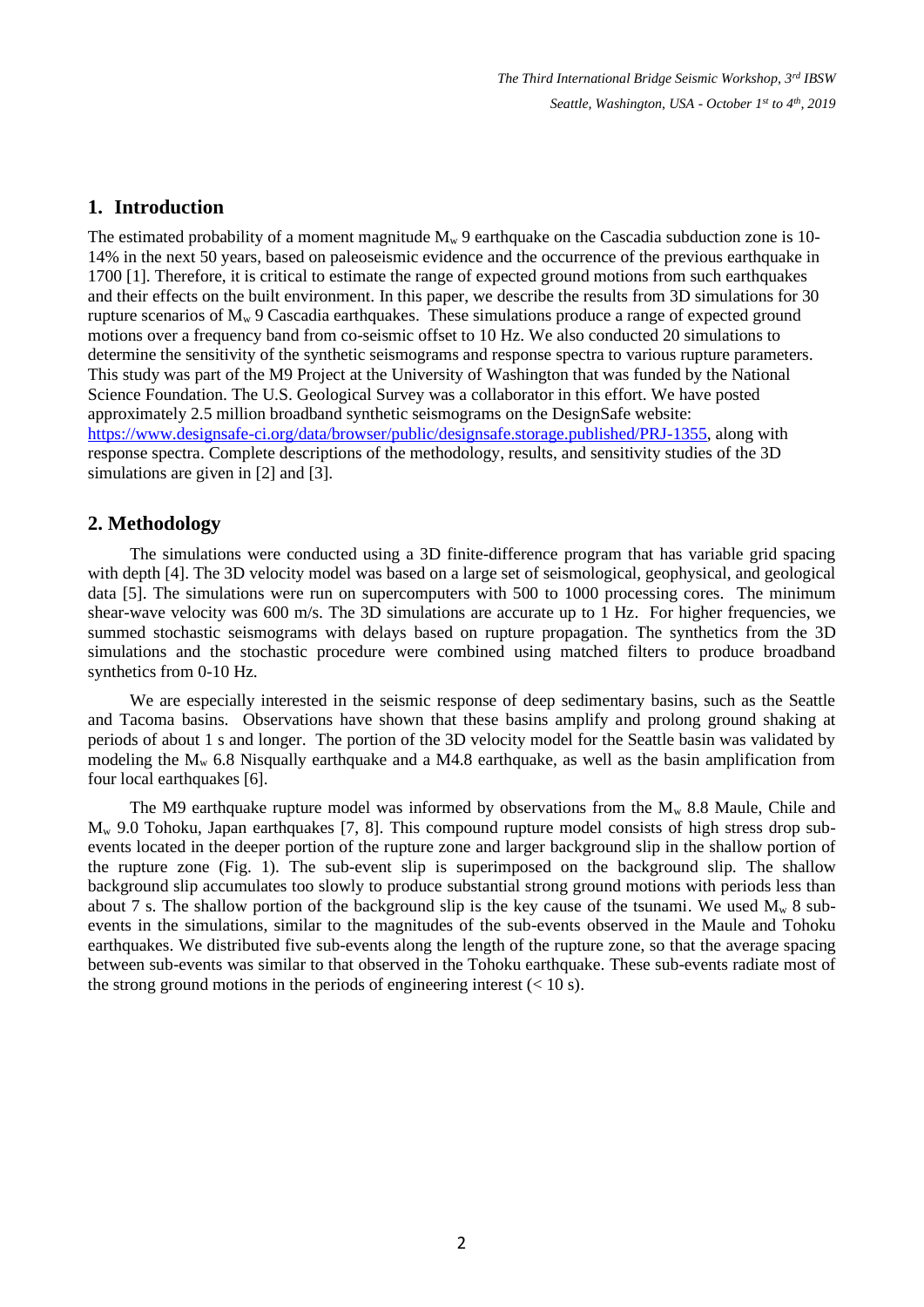## 1. Introduction

The estimated probability of a moment magnitude $M_w$ 9 earthquake on the Cascadia subduction zone is 10-14% in the next 50 years, based on paleoseismic evidence and the occurrence of the previous earthquake in 1700 [1]. Therefore, it is critical to estimate the range of expected ground motions from such earthquakes and their effects on the built environment. In this paper, we describe the results from 3D simulations for 30 rupture scenarios of $M_w$ 9 Cascadia earthquakes. These simulations produce a range of expected ground motions over a frequency band from co-seismic offset to 10 Hz. We also conducted 20 simulations to determine the sensitivity of the synthetic seismograms and response spectra to various rupture parameters. This study was part of the M9 Project at the University of Washington that was funded by the National Science Foundation. The U.S. Geological Survey was a collaborator in this effort. We have posted approximately 2.5 million broadband synthetic seismograms on the DesignSafe website: https://www.designsafe-ci.org/data/browser/public/designsafe.storage.published/PRJ-1355, along with response spectra. Complete descriptions of the methodology, results, and sensitivity studies of the 3D simulations are given in [2] and [3].

## 2. Methodology

The simulations were conducted using a 3D finite-difference program that has variable grid spacing with depth [4]. The 3D velocity model was based on a large set of seismological, geophysical, and geological data [5]. The simulations were run on supercomputers with 500 to 1000 processing cores. The minimum shear-wave velocity was 600 m/s. The 3D simulations are accurate up to 1 Hz. For higher frequencies, we summed stochastic seismograms with delays based on rupture propagation. The synthetics from the 3D simulations and the stochastic procedure were combined using matched filters to produce broadband synthetics from 0-10 Hz.

We are especially interested in the seismic response of deep sedimentary basins, such as the Seattle and Tacoma basins. Observations have shown that these basins amplify and prolong ground shaking at periods of about 1 s and longer. The portion of the 3D velocity model for the Seattle basin was validated by modeling the $M_w$ 6.8 Nisqually earthquake and a M4.8 earthquake, as well as the basin amplification from four local earthquakes [6].

The M9 earthquake rupture model was informed by observations from the $M_w$ 8.8 Maule, Chile and $M_w$ 9.0 Tohoku, Japan earthquakes [7, 8]. This compound rupture model consists of high stress drop sub-events located in the deeper portion of the rupture zone and larger background slip in the shallow portion of the rupture zone (Fig. 1). The sub-event slip is superimposed on the background slip. The shallow background slip accumulates too slowly to produce substantial strong ground motions with periods less than about 7 s. The shallow portion of the background slip is the key cause of the tsunami. We used $M_w$ 8 sub-events in the simulations, similar to the magnitudes of the sub-events observed in the Maule and Tohoku earthquakes. We distributed five sub-events along the length of the rupture zone, so that the average spacing between sub-events was similar to that observed in the Tohoku earthquake. These sub-events radiate most of the strong ground motions in the periods of engineering interest (< 10 s).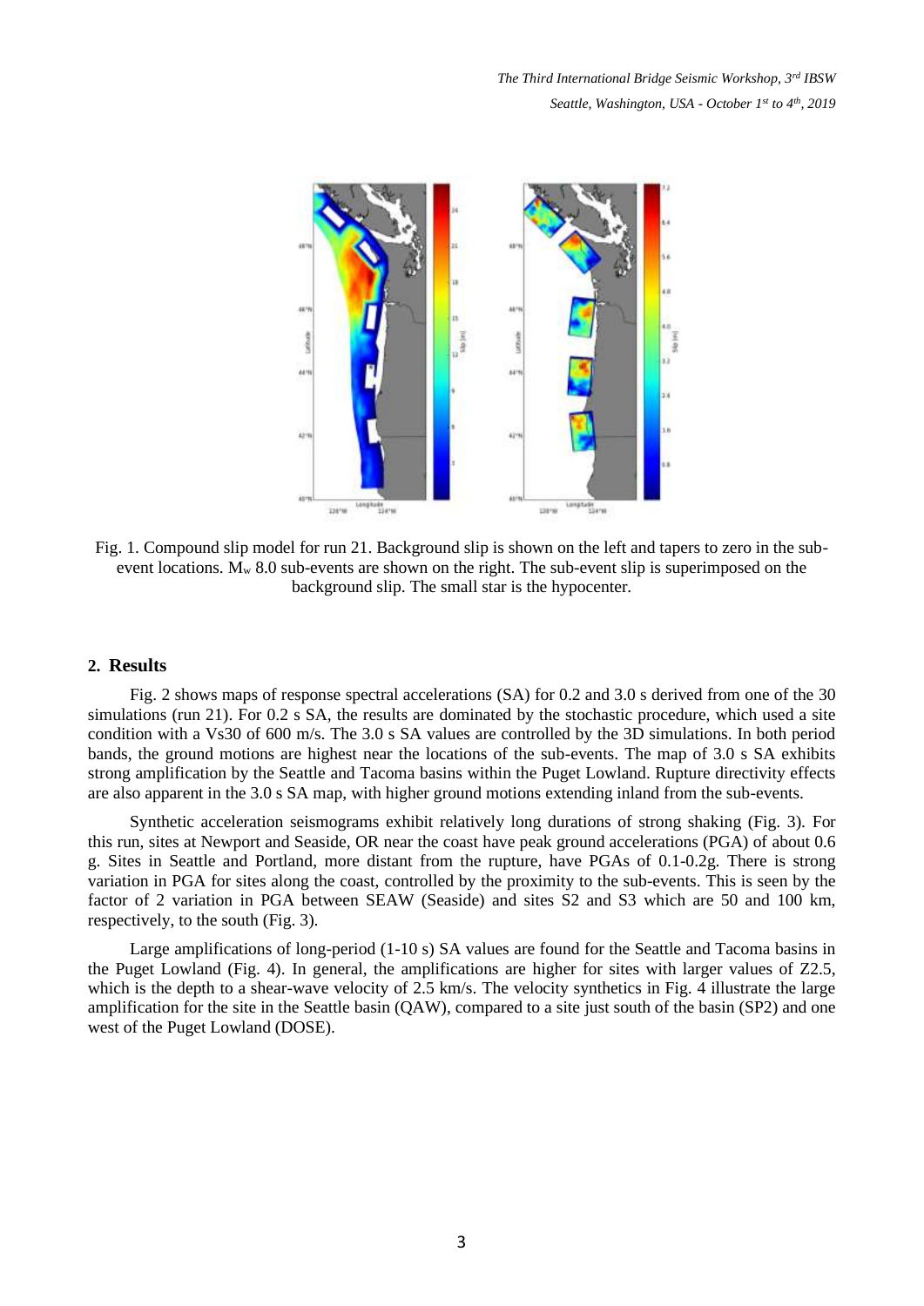Fig. 1. Compound slip model for run 21. Background slip is shown on the left and tapers to zero in the sub-event locations. $M_w$ 8.0 sub-events are shown on the right. The sub-event slip is superimposed on the background slip. The small star is the hypocenter.

## 2. Results

Fig. 2 shows maps of response spectral accelerations (SA) for 0.2 and 3.0 s derived from one of the 30 simulations (run 21). For 0.2 s SA, the results are dominated by the stochastic procedure, which used a site condition with a Vs30 of 600 m/s. The 3.0 s SA values are controlled by the 3D simulations. In both period bands, the ground motions are highest near the locations of the sub-events. The map of 3.0 s SA exhibits strong amplification by the Seattle and Tacoma basins within the Puget Lowland. Rupture directivity effects are also apparent in the 3.0 s SA map, with higher ground motions extending inland from the sub-events.

Synthetic acceleration seismograms exhibit relatively long durations of strong shaking (Fig. 3). For this run, sites at Newport and Seaside, OR near the coast have peak ground accelerations (PGA) of about 0.6 g. Sites in Seattle and Portland, more distant from the rupture, have PGAs of 0.1-0.2g. There is strong variation in PGA for sites along the coast, controlled by the proximity to the sub-events. This is seen by the factor of 2 variation in PGA between SEAW (Seaside) and sites S2 and S3 which are 50 and 100 km, respectively, to the south (Fig. 3).

Large amplifications of long-period (1-10 s) SA values are found for the Seattle and Tacoma basins in the Puget Lowland (Fig. 4). In general, the amplifications are higher for sites with larger values of Z2.5, which is the depth to a shear-wave velocity of 2.5 km/s. The velocity synthetics in Fig. 4 illustrate the large amplification for the site in the Seattle basin (QAW), compared to a site just south of the basin (SP2) and one west of the Puget Lowland (DOSE).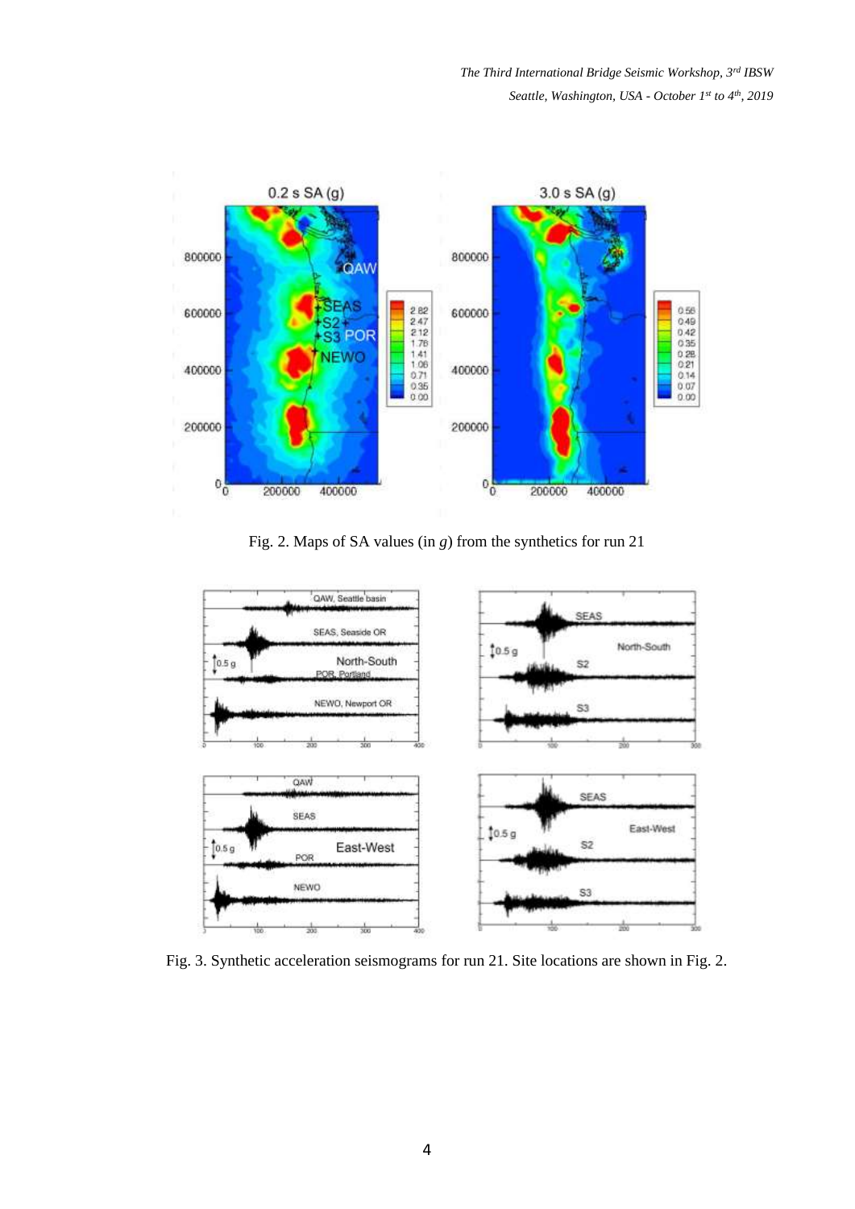Fig. 2. Maps of SA values (in *g*) from the synthetics for run 21

Fig. 3. Synthetic acceleration seismograms for run 21. Site locations are shown in Fig. 2.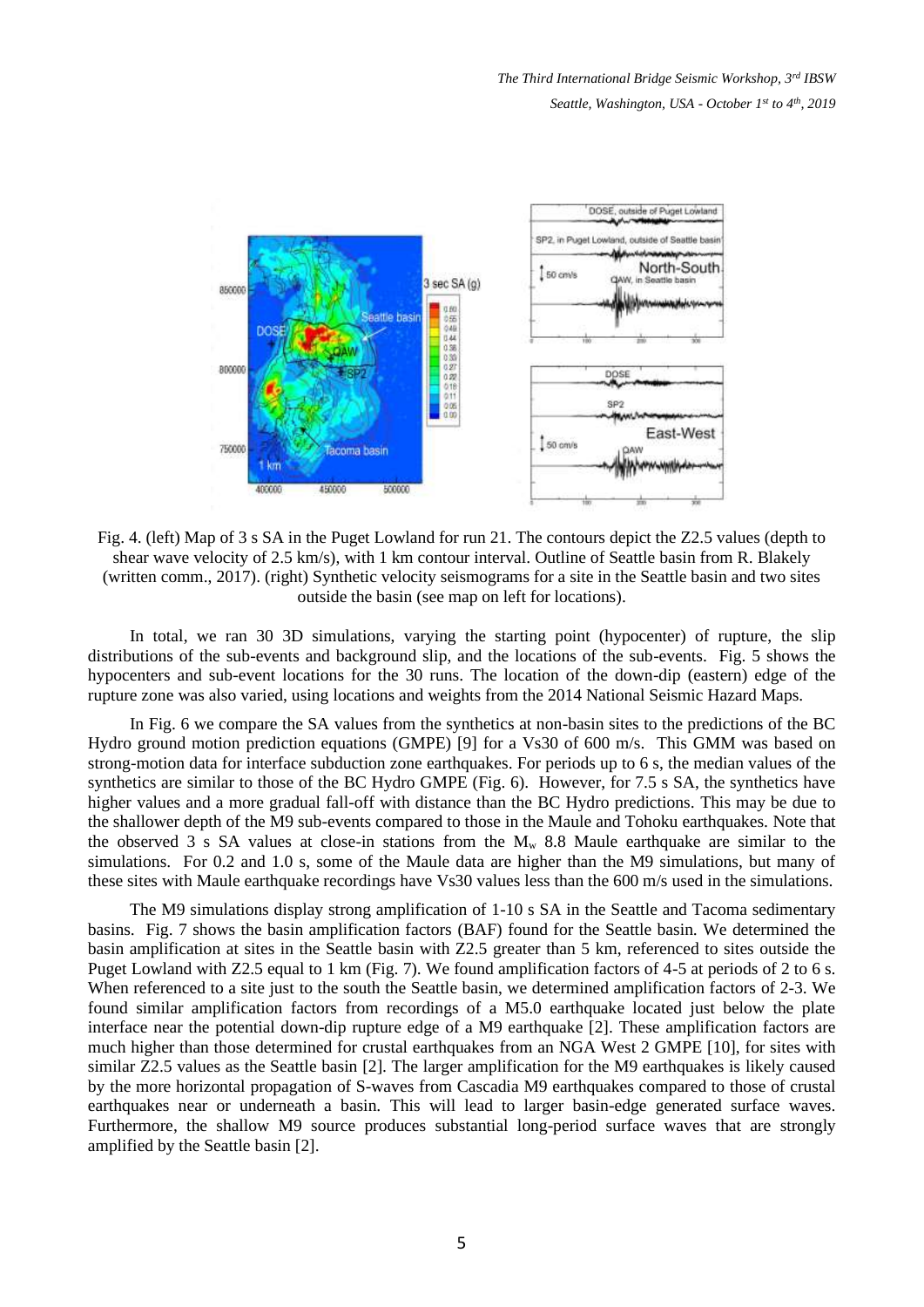Fig. 4. (left) Map of 3 s SA in the Puget Lowland for run 21. The contours depict the Z2.5 values (depth to shear wave velocity of 2.5 km/s), with 1 km contour interval. Outline of Seattle basin from R. Blakely (written comm., 2017). (right) Synthetic velocity seismograms for a site in the Seattle basin and two sites outside the basin (see map on left for locations).

In total, we ran 30 3D simulations, varying the starting point (hypocenter) of rupture, the slip distributions of the sub-events and background slip, and the locations of the sub-events. Fig. 5 shows the hypocenters and sub-event locations for the 30 runs. The location of the down-dip (eastern) edge of the rupture zone was also varied, using locations and weights from the 2014 National Seismic Hazard Maps.

In Fig. 6 we compare the SA values from the synthetics at non-basin sites to the predictions of the BC Hydro ground motion prediction equations (GMPE) [9] for a Vs30 of 600 m/s. This GMM was based on strong-motion data for interface subduction zone earthquakes. For periods up to 6 s, the median values of the synthetics are similar to those of the BC Hydro GMPE (Fig. 6). However, for 7.5 s SA, the synthetics have higher values and a more gradual fall-off with distance than the BC Hydro predictions. This may be due to the shallower depth of the M9 sub-events compared to those in the Maule and Tohoku earthquakes. Note that the observed 3 s SA values at close-in stations from the $M_w$ 8.8 Maule earthquake are similar to the simulations. For 0.2 and 1.0 s, some of the Maule data are higher than the M9 simulations, but many of these sites with Maule earthquake recordings have Vs30 values less than the 600 m/s used in the simulations.

The M9 simulations display strong amplification of 1-10 s SA in the Seattle and Tacoma sedimentary basins. Fig. 7 shows the basin amplification factors (BAF) found for the Seattle basin. We determined the basin amplification at sites in the Seattle basin with Z2.5 greater than 5 km, referenced to sites outside the Puget Lowland with Z2.5 equal to 1 km (Fig. 7). We found amplification factors of 4-5 at periods of 2 to 6 s. When referenced to a site just to the south the Seattle basin, we determined amplification factors of 2-3. We found similar amplification factors from recordings of a M5.0 earthquake located just below the plate interface near the potential down-dip rupture edge of a M9 earthquake [2]. These amplification factors are much higher than those determined for crustal earthquakes from an NGA West 2 GMPE [10], for sites with similar Z2.5 values as the Seattle basin [2]. The larger amplification for the M9 earthquakes is likely caused by the more horizontal propagation of S-waves from Cascadia M9 earthquakes compared to those of crustal earthquakes near or underneath a basin. This will lead to larger basin-edge generated surface waves. Furthermore, the shallow M9 source produces substantial long-period surface waves that are strongly amplified by the Seattle basin [2].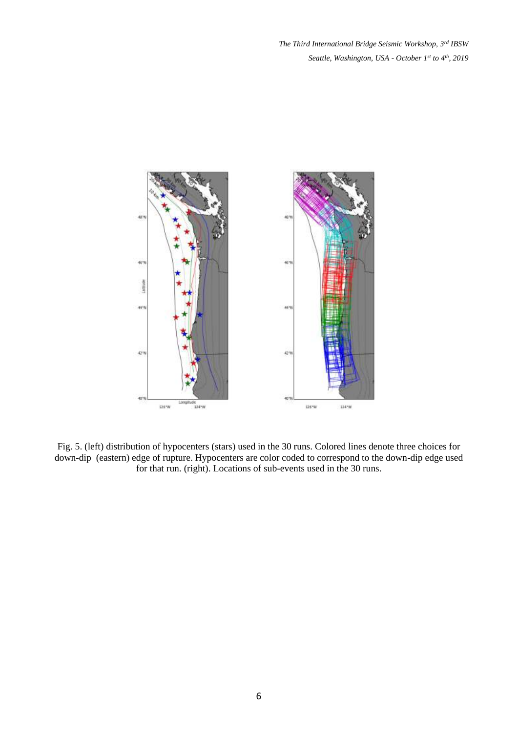Fig. 5. (left) distribution of hypocenters (stars) used in the 30 runs. Colored lines denote three choices for down-dip (eastern) edge of rupture. Hypocenters are color coded to correspond to the down-dip edge used for that run. (right). Locations of sub-events used in the 30 runs.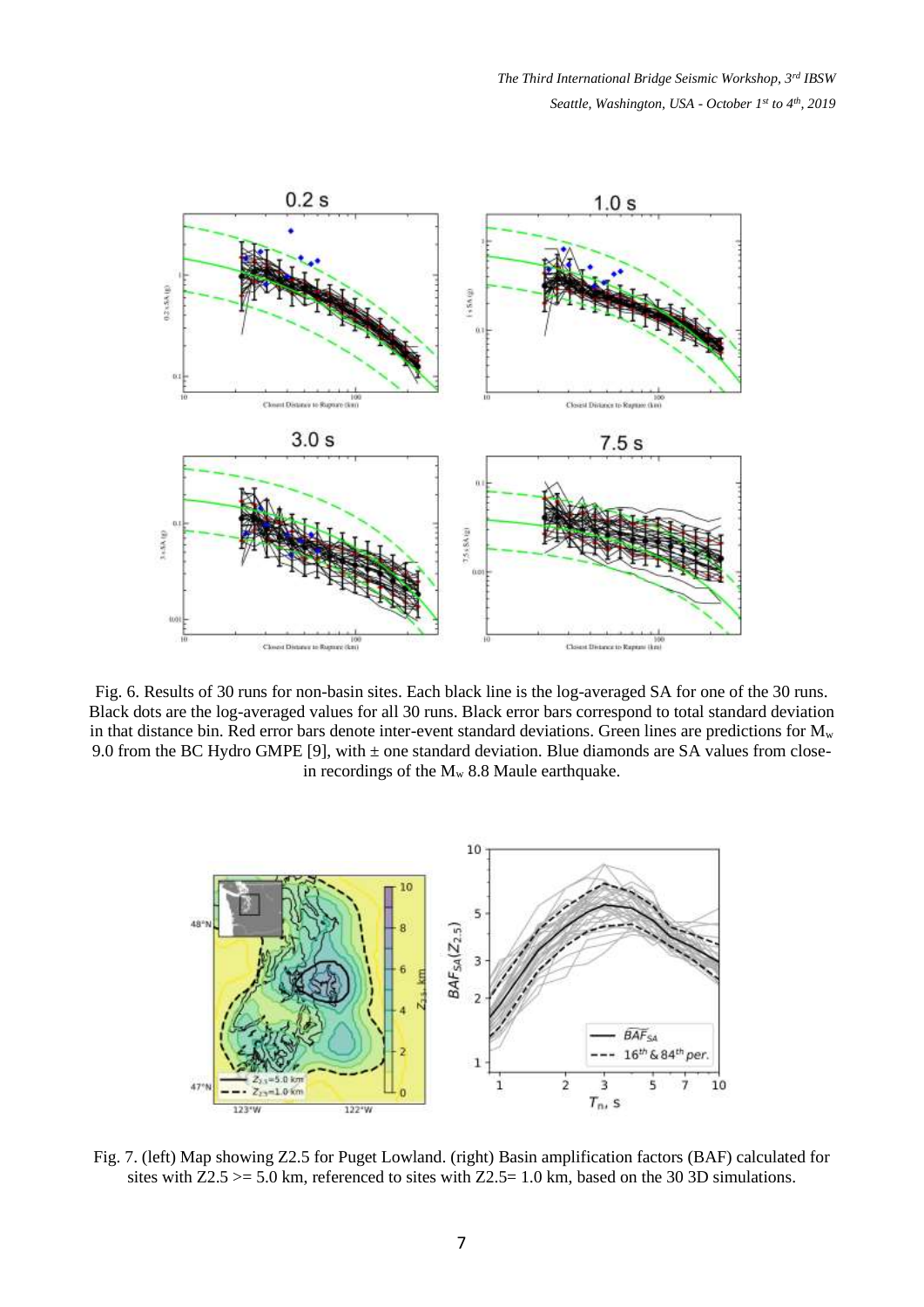Fig. 6. Results of 30 runs for non-basin sites. Each black line is the log-averaged SA for one of the 30 runs. Black dots are the log-averaged values for all 30 runs. Black error bars correspond to total standard deviation in that distance bin. Red error bars denote inter-event standard deviations. Green lines are predictions for $M_w$ 9.0 from the BC Hydro GMPE [9], with ± one standard deviation. Blue diamonds are SA values from close-in recordings of the $M_w$ 8.8 Maule earthquake.

Fig. 7. (left) Map showing Z2.5 for Puget Lowland. (right) Basin amplification factors (BAF) calculated for sites with Z2.5 >= 5.0 km, referenced to sites with Z2.5= 1.0 km, based on the 30 3D simulations.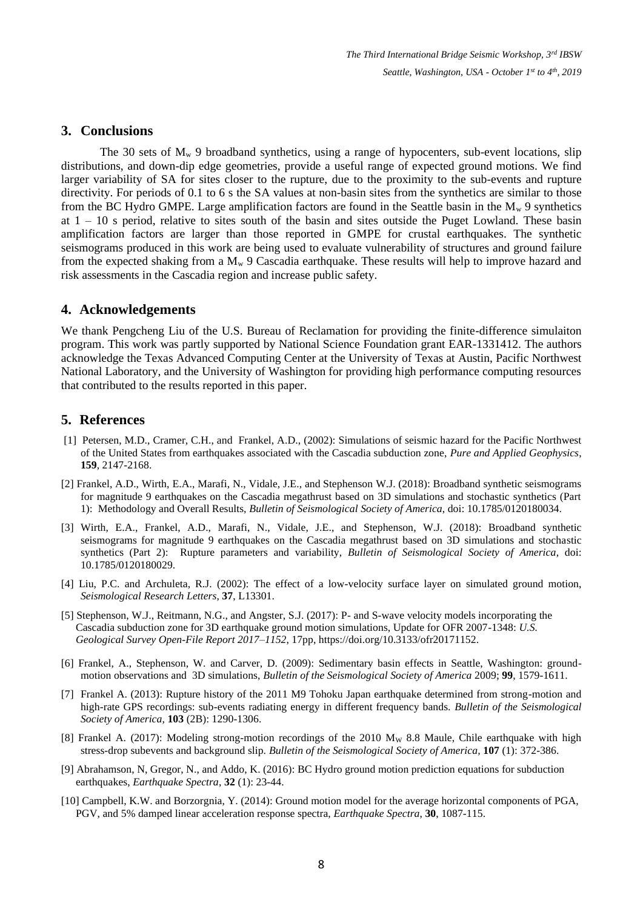## 3. Conclusions

The 30 sets of $M_w$ 9 broadband synthetics, using a range of hypocenters, sub-event locations, slip distributions, and down-dip edge geometries, provide a useful range of expected ground motions. We find larger variability of SA for sites closer to the rupture, due to the proximity to the sub-events and rupture directivity. For periods of 0.1 to 6 s the SA values at non-basin sites from the synthetics are similar to those from the BC Hydro GMPE. Large amplification factors are found in the Seattle basin in the $M_w$ 9 synthetics at 1 – 10 s period, relative to sites south of the basin and sites outside the Puget Lowland. These basin amplification factors are larger than those reported in GMPE for crustal earthquakes. The synthetic seismograms produced in this work are being used to evaluate vulnerability of structures and ground failure from the expected shaking from a $M_w$ 9 Cascadia earthquake. These results will help to improve hazard and risk assessments in the Cascadia region and increase public safety.

## 4. Acknowledgements

We thank Pengcheng Liu of the U.S. Bureau of Reclamation for providing the finite-difference simulaiton program. This work was partly supported by National Science Foundation grant EAR-1331412. The authors acknowledge the Texas Advanced Computing Center at the University of Texas at Austin, Pacific Northwest National Laboratory, and the University of Washington for providing high performance computing resources that contributed to the results reported in this paper.

## 5. References

[1] Petersen, M.D., Cramer, C.H., and Frankel, A.D., (2002): Simulations of seismic hazard for the Pacific Northwest of the United States from earthquakes associated with the Cascadia subduction zone, *Pure and Applied Geophysics*, **159**, 2147-2168.

[2] Frankel, A.D., Wirth, E.A., Marafi, N., Vidale, J.E., and Stephenson W.J. (2018): Broadband synthetic seismograms for magnitude 9 earthquakes on the Cascadia megathrust based on 3D simulations and stochastic synthetics (Part 1): Methodology and Overall Results, *Bulletin of Seismological Society of America*, doi: 10.1785/0120180034.

[3] Wirth, E.A., Frankel, A.D., Marafi, N., Vidale, J.E., and Stephenson, W.J. (2018): Broadband synthetic seismograms for magnitude 9 earthquakes on the Cascadia megathrust based on 3D simulations and stochastic synthetics (Part 2): Rupture parameters and variability, *Bulletin of Seismological Society of America*, doi: 10.1785/0120180029.

[4] Liu, P.C. and Archuleta, R.J. (2002): The effect of a low-velocity surface layer on simulated ground motion, *Seismological Research Letters*, **37**, L13301.

[5] Stephenson, W.J., Reitmann, N.G., and Angster, S.J. (2017): P- and S-wave velocity models incorporating the Cascadia subduction zone for 3D earthquake ground motion simulations, Update for OFR 2007-1348: *U.S. Geological Survey Open-File Report 2017–1152*, 17pp, https://doi.org/10.3133/ofr20171152.

[6] Frankel, A., Stephenson, W. and Carver, D. (2009): Sedimentary basin effects in Seattle, Washington: ground-motion observations and 3D simulations, *Bulletin of the Seismological Society of America* 2009; **99**, 1579-1611.

[7] Frankel A. (2013): Rupture history of the 2011 M9 Tohoku Japan earthquake determined from strong-motion and high-rate GPS recordings: sub-events radiating energy in different frequency bands. *Bulletin of the Seismological Society of America,* **103** (2B): 1290-1306.

[8] Frankel A. (2017): Modeling strong-motion recordings of the 2010 $M_W$ 8.8 Maule, Chile earthquake with high stress-drop subevents and background slip. *Bulletin of the Seismological Society of America,* **107** (1): 372-386.

[9] Abrahamson, N, Gregor, N., and Addo, K. (2016): BC Hydro ground motion prediction equations for subduction earthquakes, *Earthquake Spectra*, **32** (1): 23-44.

[10] Campbell, K.W. and Borzorgnia, Y. (2014): Ground motion model for the average horizontal components of PGA, PGV, and 5% damped linear acceleration response spectra, *Earthquake Spectra*, **30**, 1087-115.